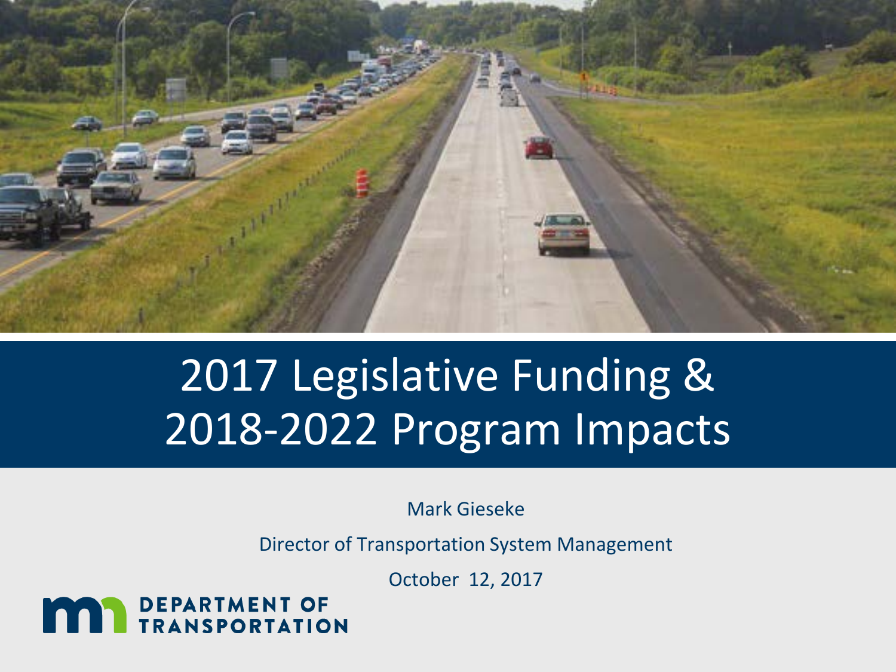# 2017 Legislative Funding & 2018-2022 Program Impacts

Mark Gieseke

Director of Transportation System Management

October 12, 2017

DEPARTMENT OF TRANSPORTATION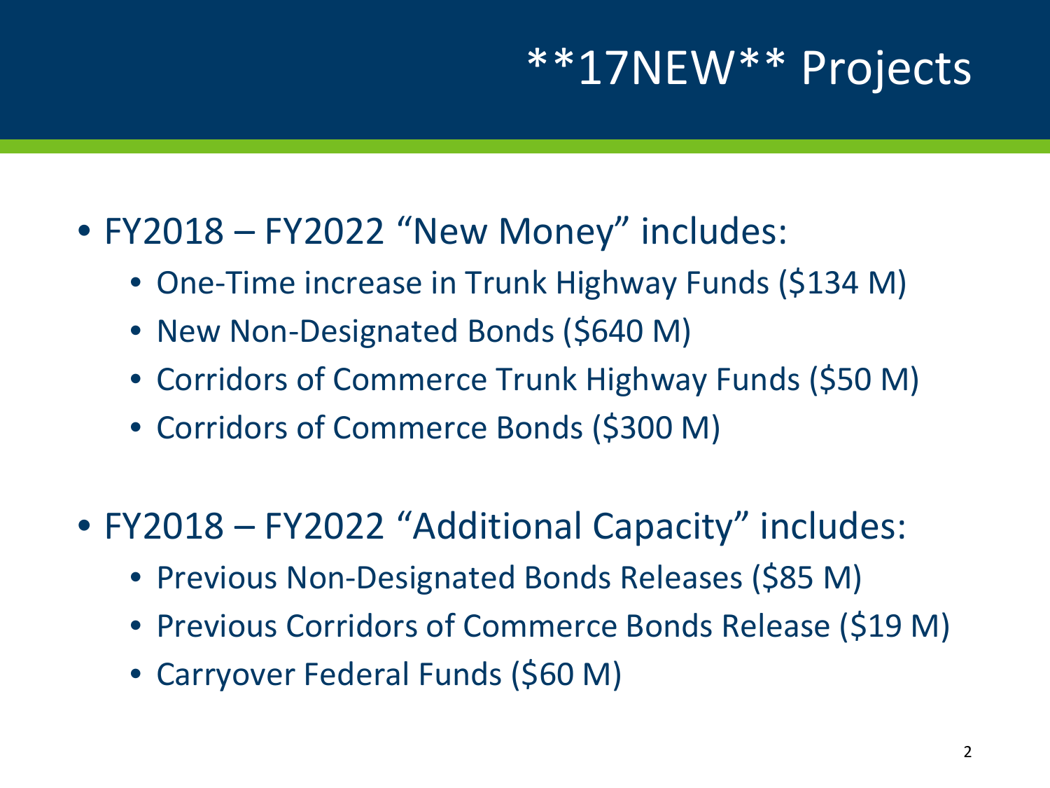# **17NEW** Projects

- FY2018 – FY2022 "New Money" includes:
  - One-Time increase in Trunk Highway Funds ($134 M)
  - New Non-Designated Bonds ($640 M)
  - Corridors of Commerce Trunk Highway Funds ($50 M)
  - Corridors of Commerce Bonds ($300 M)

- FY2018 – FY2022 "Additional Capacity" includes:
  - Previous Non-Designated Bonds Releases ($85 M)
  - Previous Corridors of Commerce Bonds Release ($19 M)
  - Carryover Federal Funds ($60 M)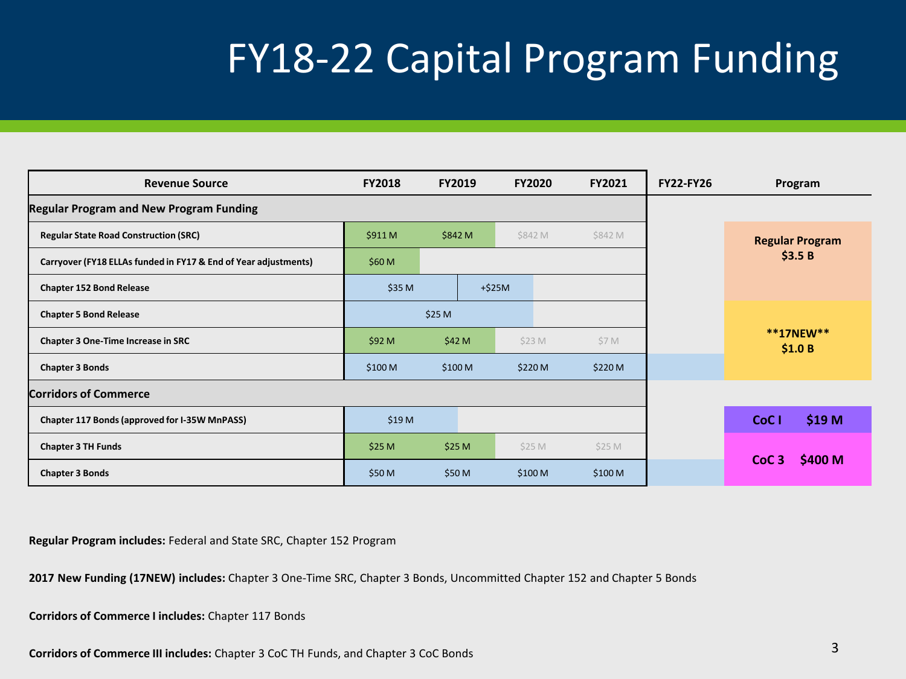# FY18-22 Capital Program Funding

| Revenue Source | FY2018 | FY2019 | FY2020 | FY2021 | FY22-FY26 | Program |
|---|---|---|---|---|---|---|
| **Regular Program and New Program Funding** | | | | | | |
| **Regular State Road Construction (SRC)** | $911 M | $842 M | $842 M | $842 M | | **Regular Program $3.5 B** |
| **Carryover (FY18 ELLAs funded in FY17 & End of Year adjustments)** | $60 M | | | | | |
| **Chapter 152 Bond Release** | $35 M | | +$25M | | | |
| **Chapter 5 Bond Release** | $25 M | | | | | **\*\*17NEW\*\* $1.0 B** |
| **Chapter 3 One-Time Increase in SRC** | $92 M | $42 M | $23 M | $7 M | | |
| **Chapter 3 Bonds** | $100 M | $100 M | $220 M | $220 M | | |
| **Corridors of Commerce** | | | | | | |
| **Chapter 117 Bonds (approved for I-35W MnPASS)** | $19 M | | | | | **CoC I $19 M** |
| **Chapter 3 TH Funds** | $25 M | $25 M | $25 M | $25 M | | **CoC 3 $400 M** |
| **Chapter 3 Bonds** | $50 M | $50 M | $100 M | $100 M | | |

**Regular Program includes:** Federal and State SRC, Chapter 152 Program

**2017 New Funding (17NEW) includes:** Chapter 3 One-Time SRC, Chapter 3 Bonds, Uncommitted Chapter 152 and Chapter 5 Bonds

**Corridors of Commerce I includes:** Chapter 117 Bonds

**Corridors of Commerce III includes:** Chapter 3 CoC TH Funds, and Chapter 3 CoC Bonds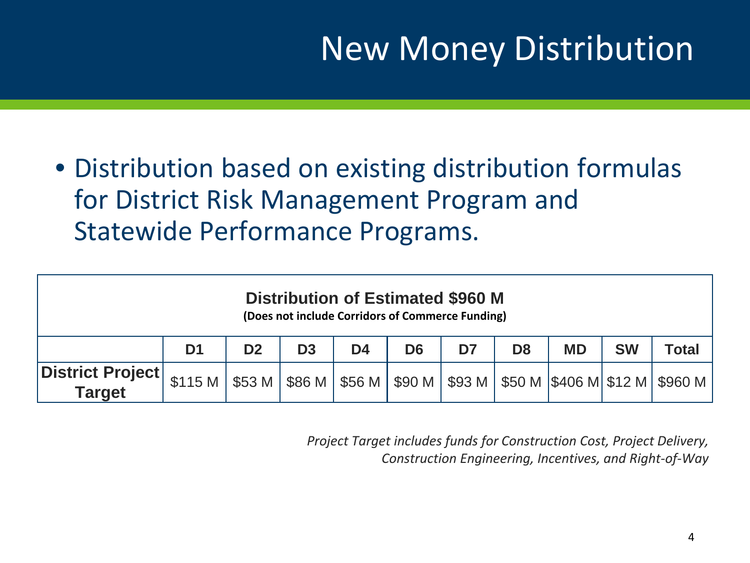# New Money Distribution

- Distribution based on existing distribution formulas for District Risk Management Program and Statewide Performance Programs.

| **Distribution of Estimated $960 M** (Does not include Corridors of Commerce Funding) | | | | | | | | | | |
|---|---|---|---|---|---|---|---|---|---|---|
| | **D1** | **D2** | **D3** | **D4** | **D6** | **D7** | **D8** | **MD** | **SW** | **Total** |
| **District Project Target** | $115 M | $53 M | $86 M | $56 M | $90 M | $93 M | $50 M | $406 M | $12 M | $960 M |

*Project Target includes funds for Construction Cost, Project Delivery, Construction Engineering, Incentives, and Right-of-Way*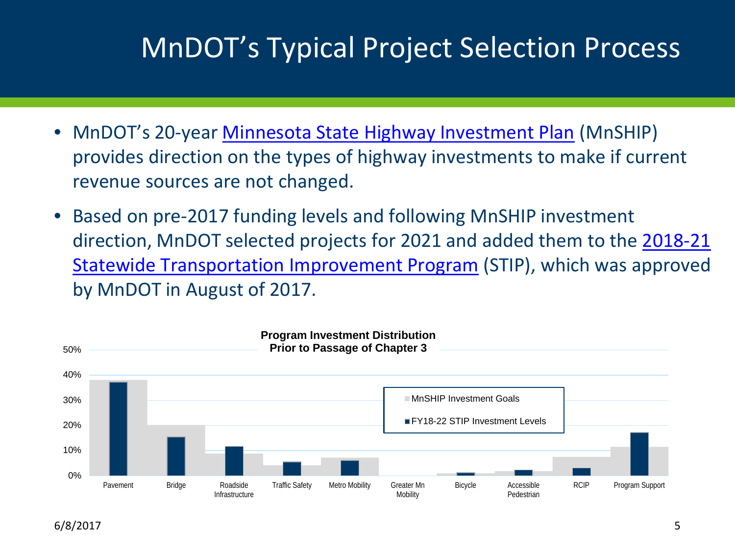# MnDOT's Typical Project Selection Process

- MnDOT's 20-year [Minnesota State Highway Investment Plan](#) (MnSHIP) provides direction on the types of highway investments to make if current revenue sources are not changed.
- Based on pre-2017 funding levels and following MnSHIP investment direction, MnDOT selected projects for 2021 and added them to the [2018-21 Statewide Transportation Improvement Program](#) (STIP), which was approved by MnDOT in August of 2017.

**Program Investment Distribution**
**Prior to Passage of Chapter 3**

Legend: MnSHIP Investment Goals; FY18-22 STIP Investment Levels

Y-axis: 0%, 10%, 20%, 30%, 40%, 50%

Categories: Pavement, Bridge, Roadside Infrastructure, Traffic Safety, Metro Mobility, Greater Mn Mobility, Bicycle, Accessible Pedestrian, RCIP, Program Support

6/8/2017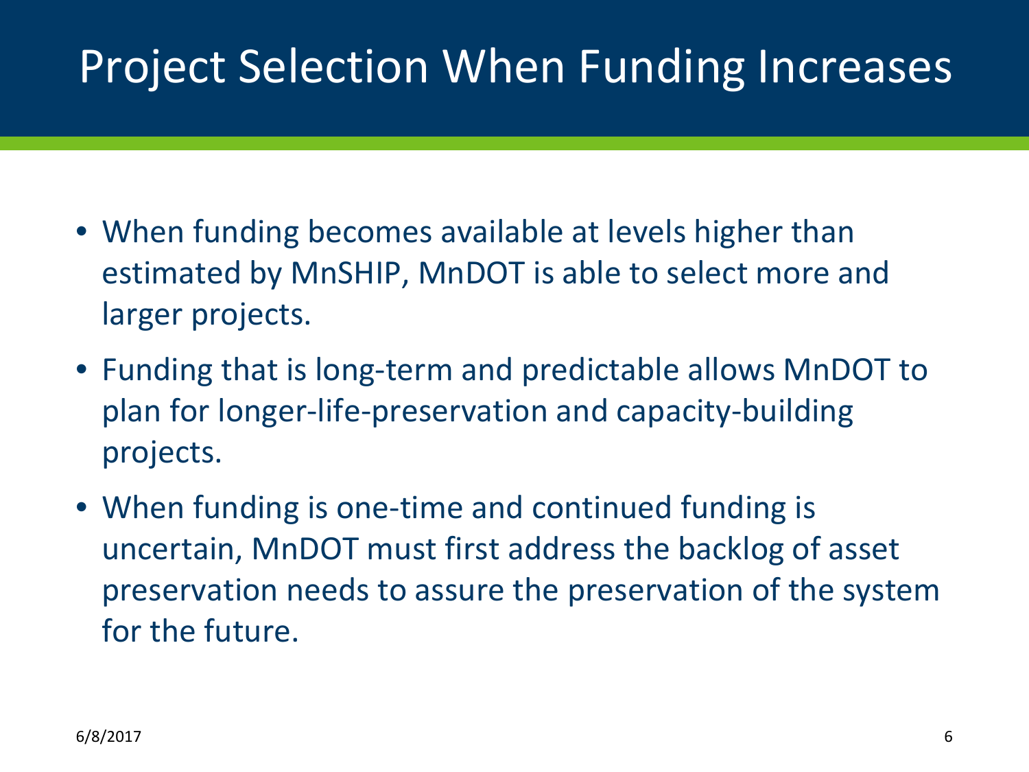# Project Selection When Funding Increases

- When funding becomes available at levels higher than estimated by MnSHIP, MnDOT is able to select more and larger projects.
- Funding that is long-term and predictable allows MnDOT to plan for longer-life-preservation and capacity-building projects.
- When funding is one-time and continued funding is uncertain, MnDOT must first address the backlog of asset preservation needs to assure the preservation of the system for the future.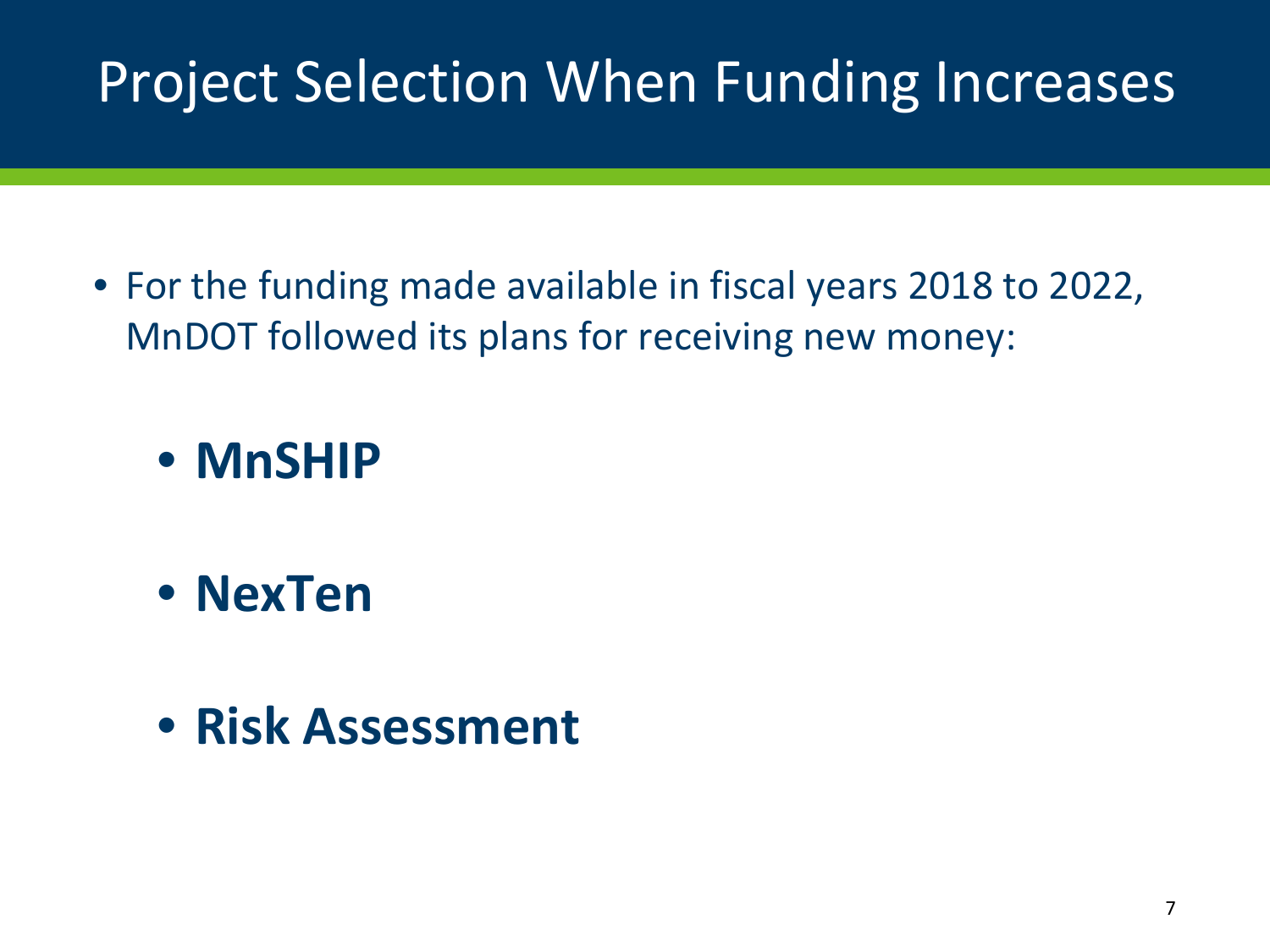# Project Selection When Funding Increases

- For the funding made available in fiscal years 2018 to 2022, MnDOT followed its plans for receiving new money:
  - **MnSHIP**
  - **NexTen**
  - **Risk Assessment**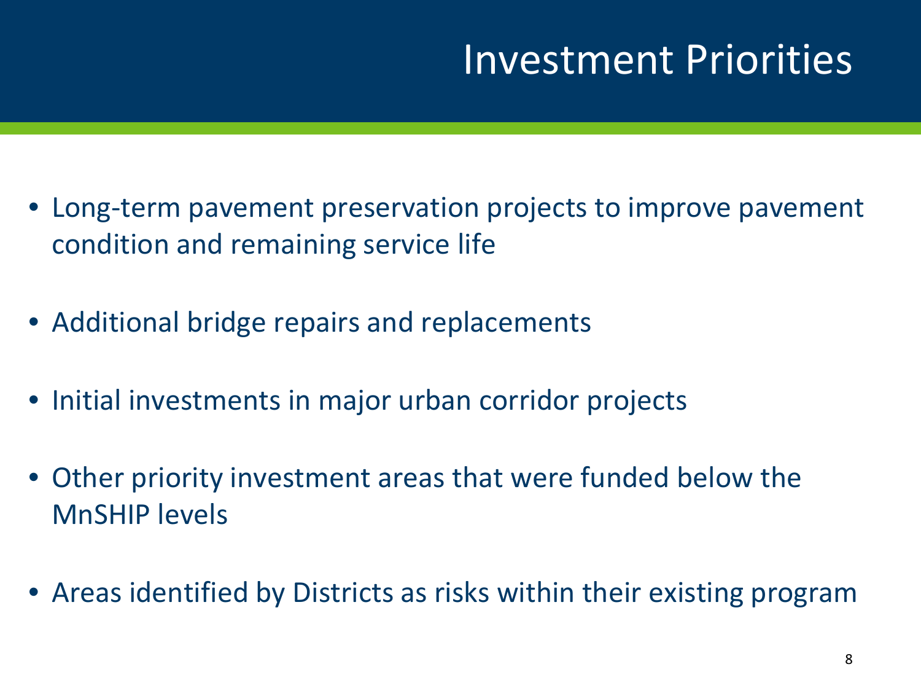# Investment Priorities

- Long-term pavement preservation projects to improve pavement condition and remaining service life
- Additional bridge repairs and replacements
- Initial investments in major urban corridor projects
- Other priority investment areas that were funded below the MnSHIP levels
- Areas identified by Districts as risks within their existing program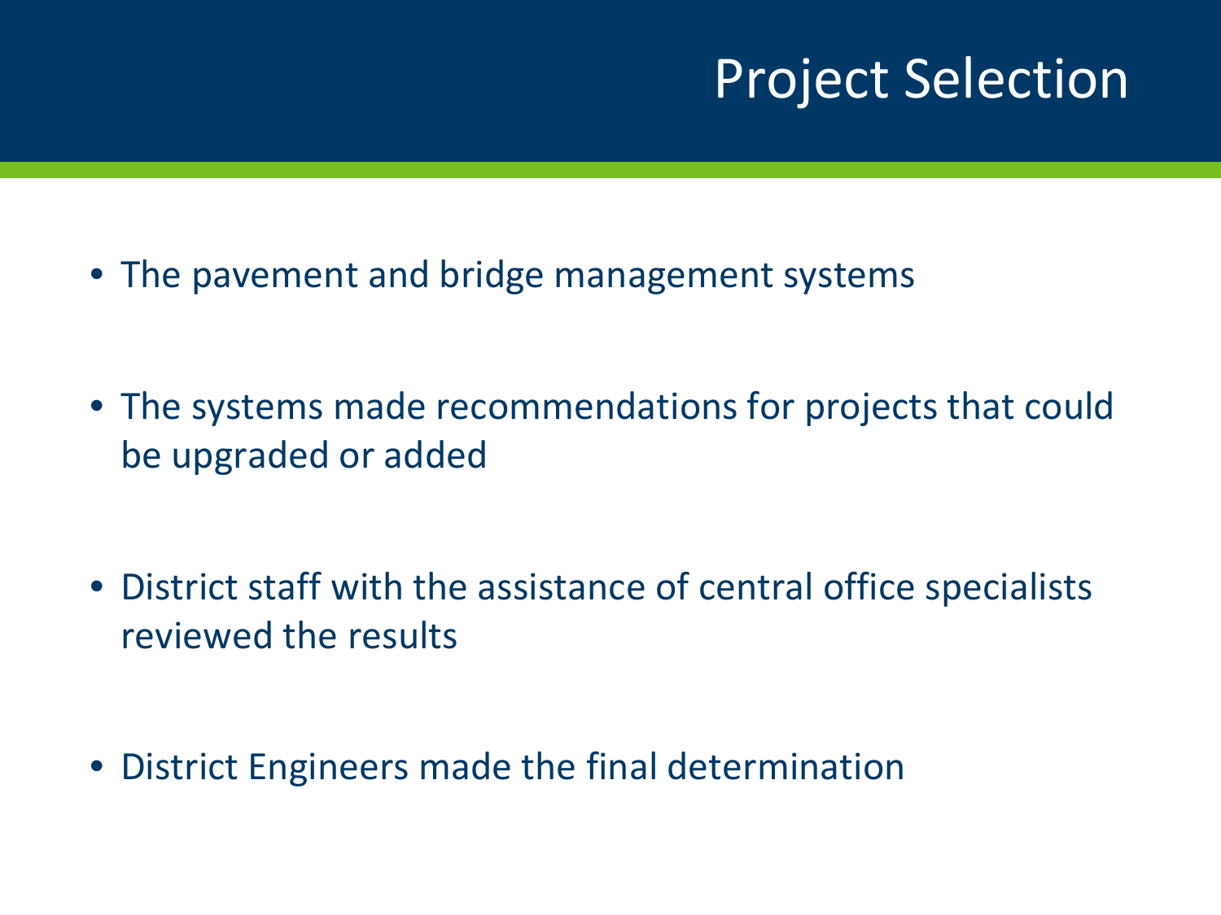# Project Selection

- The pavement and bridge management systems
- The systems made recommendations for projects that could be upgraded or added
- District staff with the assistance of central office specialists reviewed the results
- District Engineers made the final determination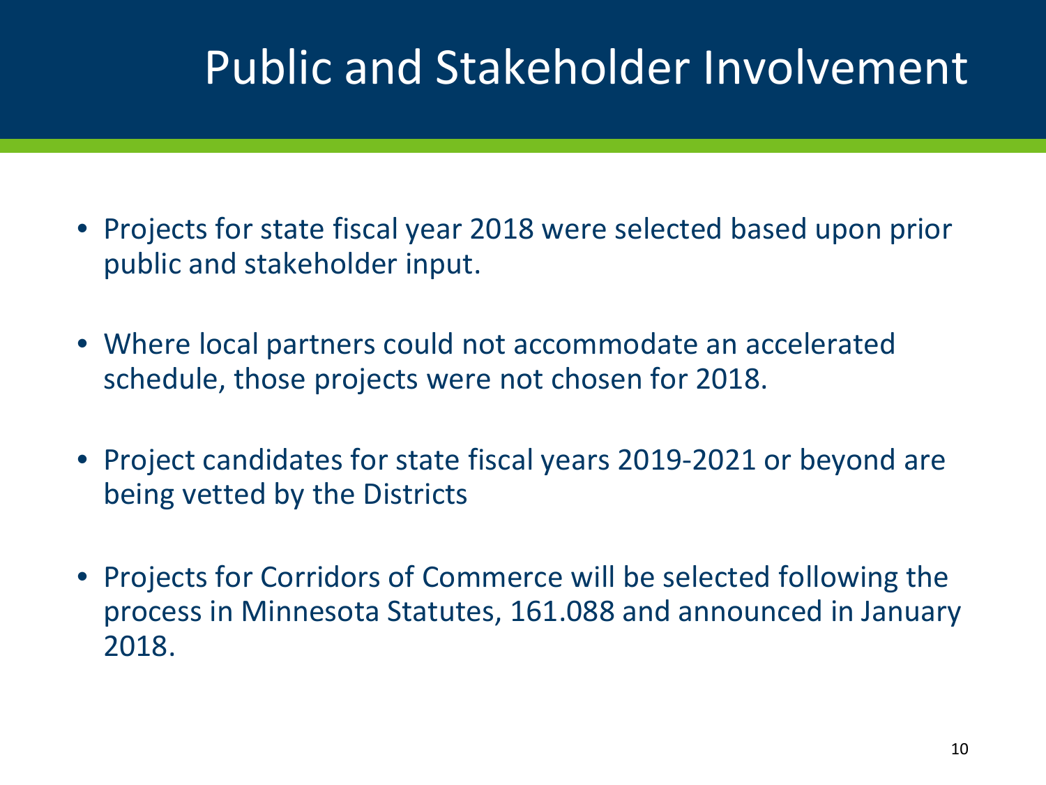# Public and Stakeholder Involvement

- Projects for state fiscal year 2018 were selected based upon prior public and stakeholder input.
- Where local partners could not accommodate an accelerated schedule, those projects were not chosen for 2018.
- Project candidates for state fiscal years 2019-2021 or beyond are being vetted by the Districts
- Projects for Corridors of Commerce will be selected following the process in Minnesota Statutes, 161.088 and announced in January 2018.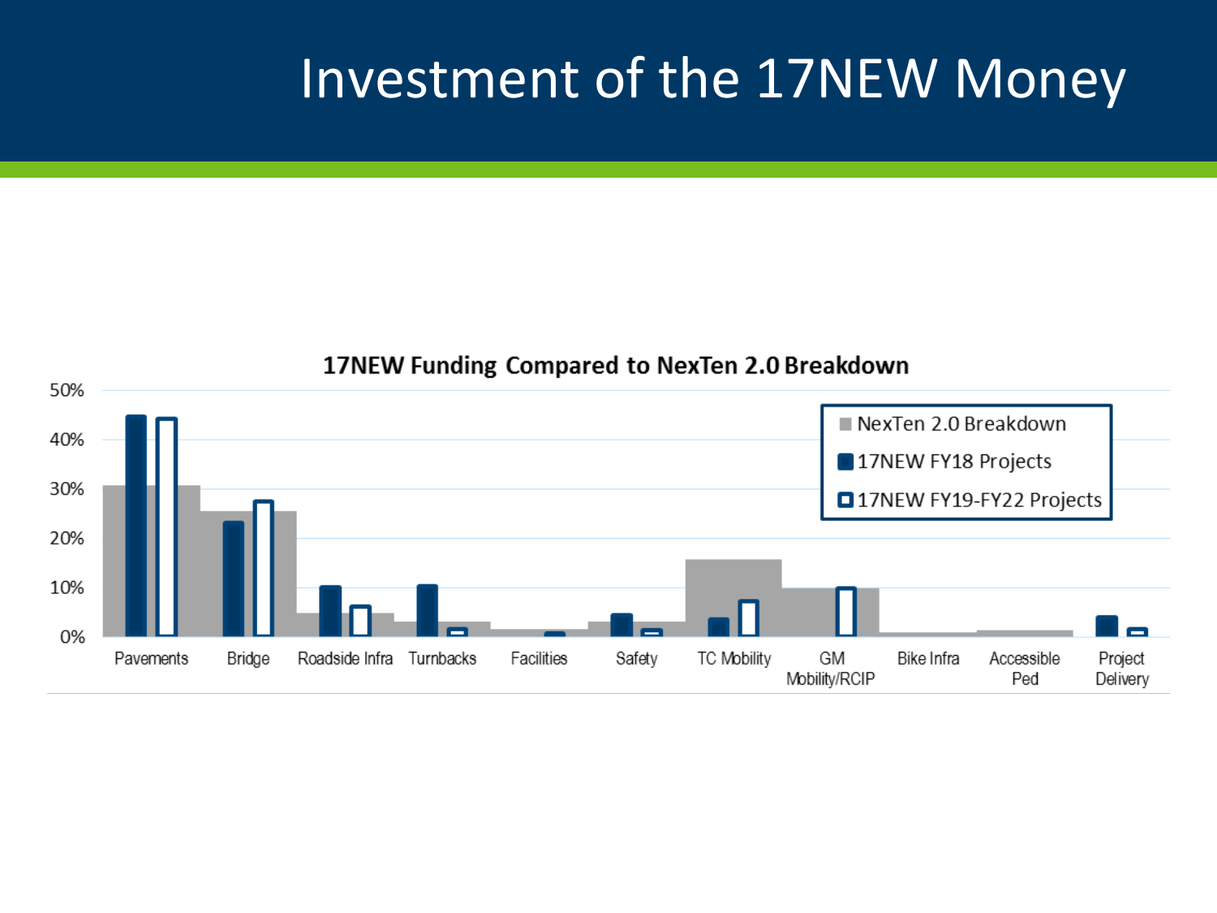# Investment of the 17NEW Money

**17NEW Funding Compared to NexTen 2.0 Breakdown**

- NexTen 2.0 Breakdown
- 17NEW FY18 Projects
- 17NEW FY19-FY22 Projects

50%
40%
30%
20%
10%
0%

Pavements | Bridge | Roadside Infra | Turnbacks | Facilities | Safety | TC Mobility | GM Mobility/RCIP | Bike Infra | Accessible Ped | Project Delivery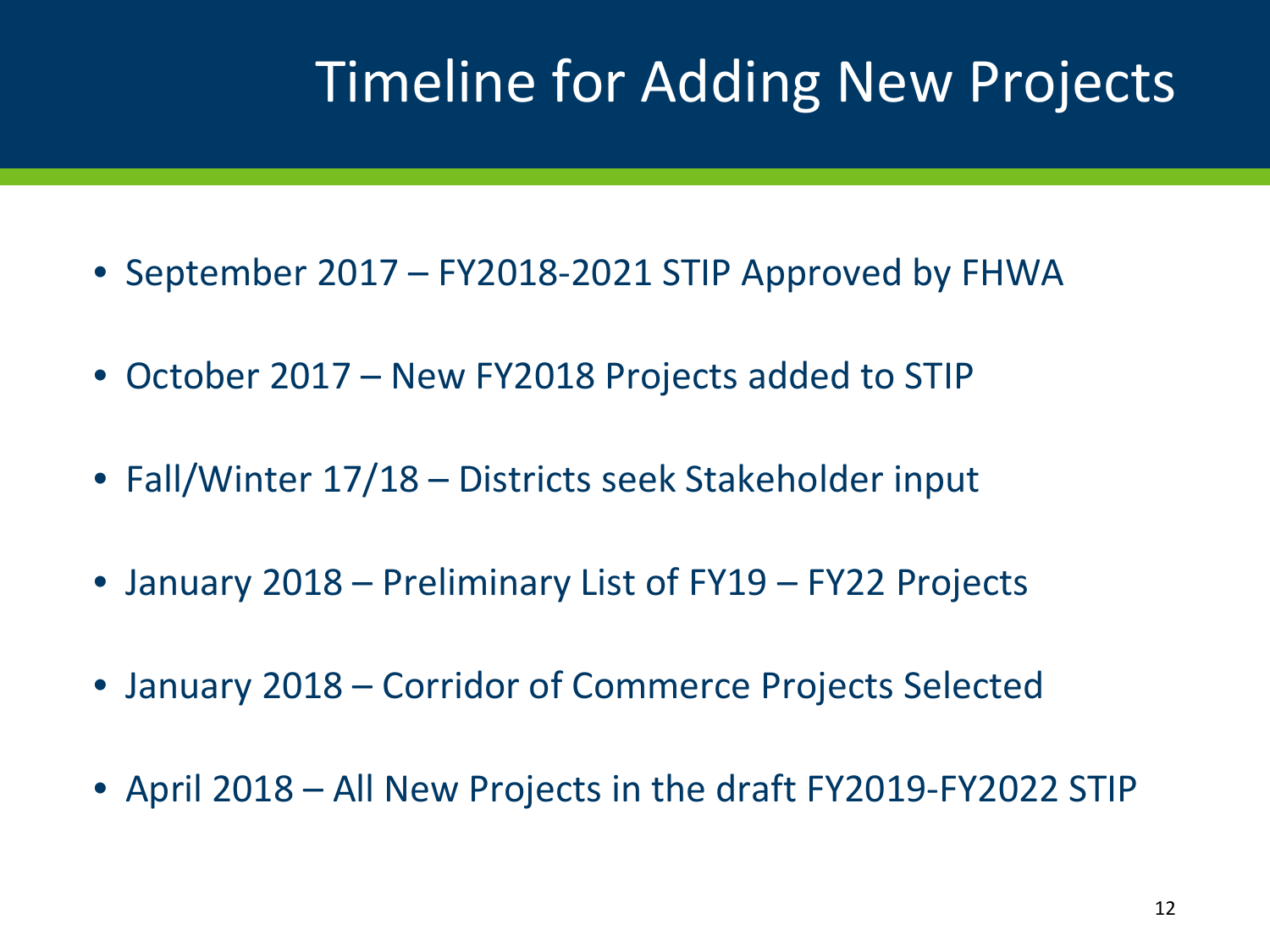# Timeline for Adding New Projects

- September 2017 – FY2018-2021 STIP Approved by FHWA
- October 2017 – New FY2018 Projects added to STIP
- Fall/Winter 17/18 – Districts seek Stakeholder input
- January 2018 – Preliminary List of FY19 – FY22 Projects
- January 2018 – Corridor of Commerce Projects Selected
- April 2018 – All New Projects in the draft FY2019-FY2022 STIP